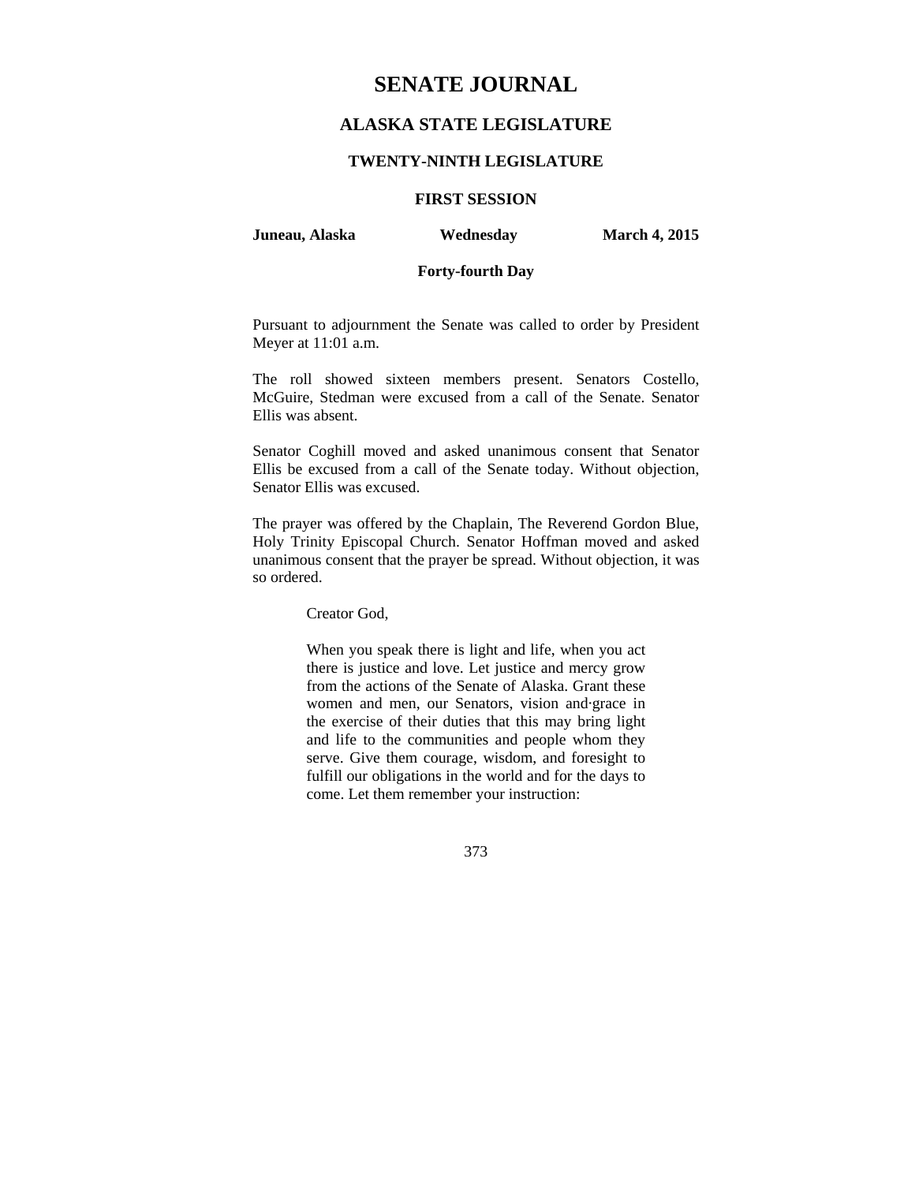# SENATE JOURNAL

## ALASKA STATE LEGISLATURE

### TWENTY-NINTH LEGISLATURE

### FIRST SESSION

**Juneau, Alaska** **Wednesday** **March 4, 2015**

**Forty-fourth Day**

Pursuant to adjournment the Senate was called to order by President Meyer at 11:01 a.m.

The roll showed sixteen members present. Senators Costello, McGuire, Stedman were excused from a call of the Senate. Senator Ellis was absent.

Senator Coghill moved and asked unanimous consent that Senator Ellis be excused from a call of the Senate today. Without objection, Senator Ellis was excused.

The prayer was offered by the Chaplain, The Reverend Gordon Blue, Holy Trinity Episcopal Church. Senator Hoffman moved and asked unanimous consent that the prayer be spread. Without objection, it was so ordered.

> Creator God,
>
> When you speak there is light and life, when you act there is justice and love. Let justice and mercy grow from the actions of the Senate of Alaska. Grant these women and men, our Senators, vision and·grace in the exercise of their duties that this may bring light and life to the communities and people whom they serve. Give them courage, wisdom, and foresight to fulfill our obligations in the world and for the days to come. Let them remember your instruction: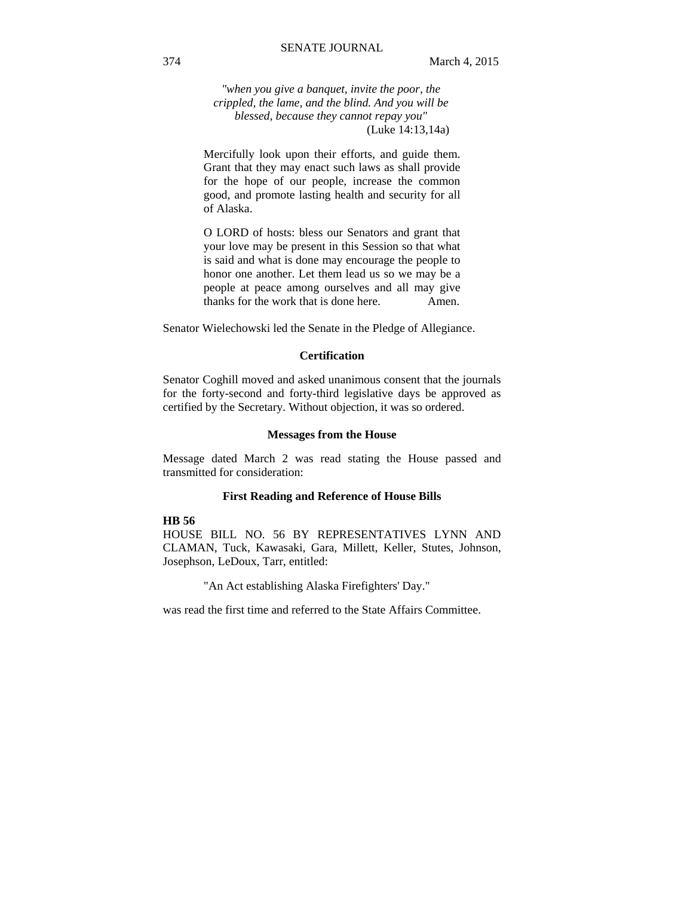*"when you give a banquet, invite the poor, the crippled, the lame, and the blind. And you will be blessed, because they cannot repay you"*
(Luke 14:13,14a)

Mercifully look upon their efforts, and guide them. Grant that they may enact such laws as shall provide for the hope of our people, increase the common good, and promote lasting health and security for all of Alaska.

O LORD of hosts: bless our Senators and grant that your love may be present in this Session so that what is said and what is done may encourage the people to honor one another. Let them lead us so we may be a people at peace among ourselves and all may give thanks for the work that is done here. Amen.

Senator Wielechowski led the Senate in the Pledge of Allegiance.

**Certification**

Senator Coghill moved and asked unanimous consent that the journals for the forty-second and forty-third legislative days be approved as certified by the Secretary. Without objection, it was so ordered.

**Messages from the House**

Message dated March 2 was read stating the House passed and transmitted for consideration:

**First Reading and Reference of House Bills**

**HB 56**
HOUSE BILL NO. 56 BY REPRESENTATIVES LYNN AND CLAMAN, Tuck, Kawasaki, Gara, Millett, Keller, Stutes, Johnson, Josephson, LeDoux, Tarr, entitled:

"An Act establishing Alaska Firefighters' Day."

was read the first time and referred to the State Affairs Committee.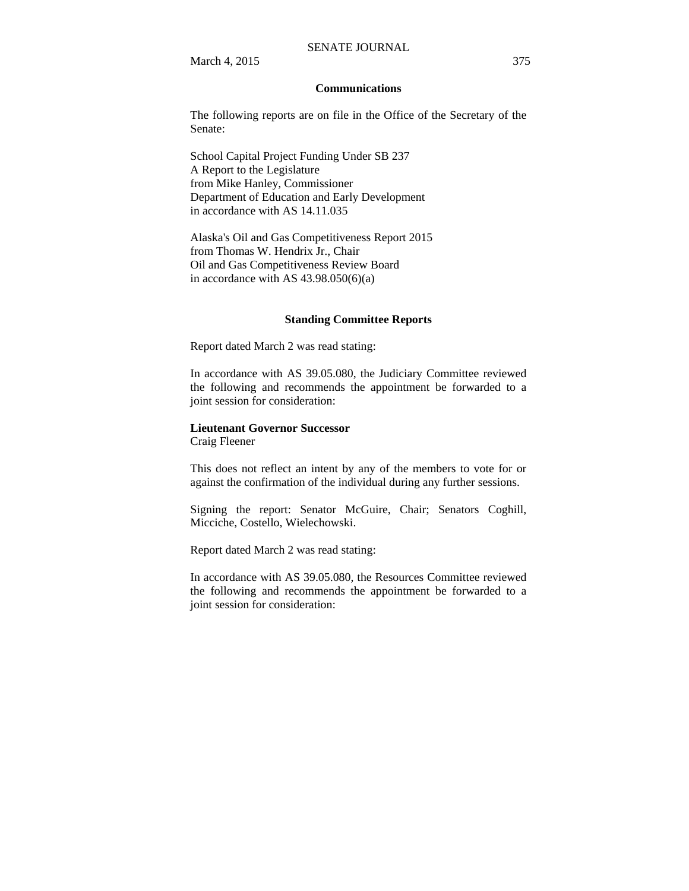## Communications

The following reports are on file in the Office of the Secretary of the Senate:

School Capital Project Funding Under SB 237
A Report to the Legislature
from Mike Hanley, Commissioner
Department of Education and Early Development
in accordance with AS 14.11.035

Alaska's Oil and Gas Competitiveness Report 2015
from Thomas W. Hendrix Jr., Chair
Oil and Gas Competitiveness Review Board
in accordance with AS 43.98.050(6)(a)

## Standing Committee Reports

Report dated March 2 was read stating:

In accordance with AS 39.05.080, the Judiciary Committee reviewed the following and recommends the appointment be forwarded to a joint session for consideration:

**Lieutenant Governor Successor**
Craig Fleener

This does not reflect an intent by any of the members to vote for or against the confirmation of the individual during any further sessions.

Signing the report: Senator McGuire, Chair; Senators Coghill, Micciche, Costello, Wielechowski.

Report dated March 2 was read stating:

In accordance with AS 39.05.080, the Resources Committee reviewed the following and recommends the appointment be forwarded to a joint session for consideration: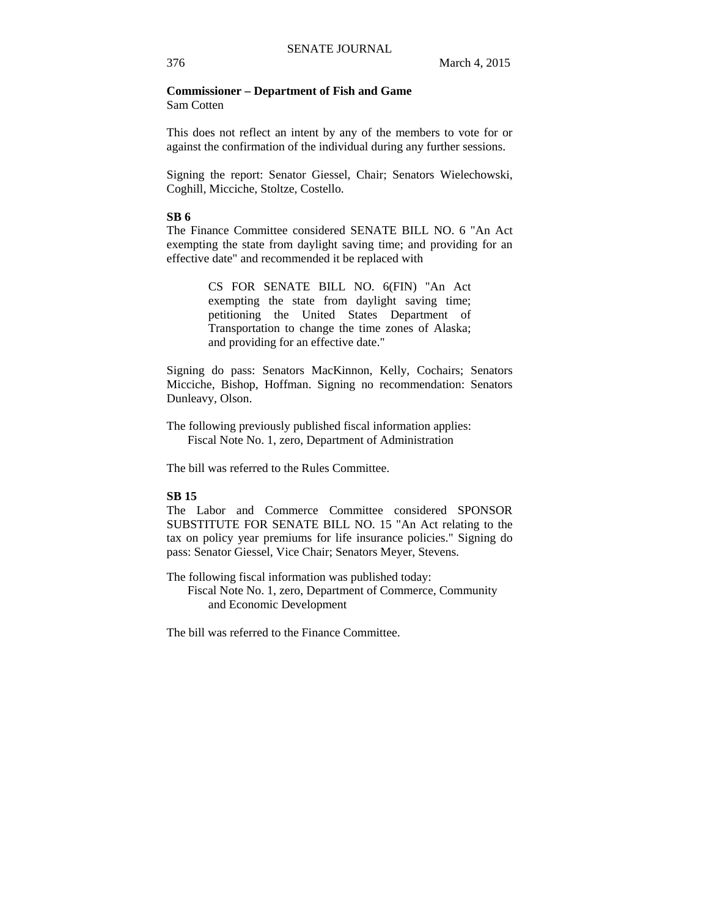**Commissioner – Department of Fish and Game**
Sam Cotten

This does not reflect an intent by any of the members to vote for or against the confirmation of the individual during any further sessions.

Signing the report: Senator Giessel, Chair; Senators Wielechowski, Coghill, Micciche, Stoltze, Costello.

**SB 6**

The Finance Committee considered SENATE BILL NO. 6 "An Act exempting the state from daylight saving time; and providing for an effective date" and recommended it be replaced with

> CS FOR SENATE BILL NO. 6(FIN) "An Act exempting the state from daylight saving time; petitioning the United States Department of Transportation to change the time zones of Alaska; and providing for an effective date."

Signing do pass: Senators MacKinnon, Kelly, Cochairs; Senators Micciche, Bishop, Hoffman. Signing no recommendation: Senators Dunleavy, Olson.

The following previously published fiscal information applies:
Fiscal Note No. 1, zero, Department of Administration

The bill was referred to the Rules Committee.

**SB 15**

The Labor and Commerce Committee considered SPONSOR SUBSTITUTE FOR SENATE BILL NO. 15 "An Act relating to the tax on policy year premiums for life insurance policies." Signing do pass: Senator Giessel, Vice Chair; Senators Meyer, Stevens.

The following fiscal information was published today:
Fiscal Note No. 1, zero, Department of Commerce, Community and Economic Development

The bill was referred to the Finance Committee.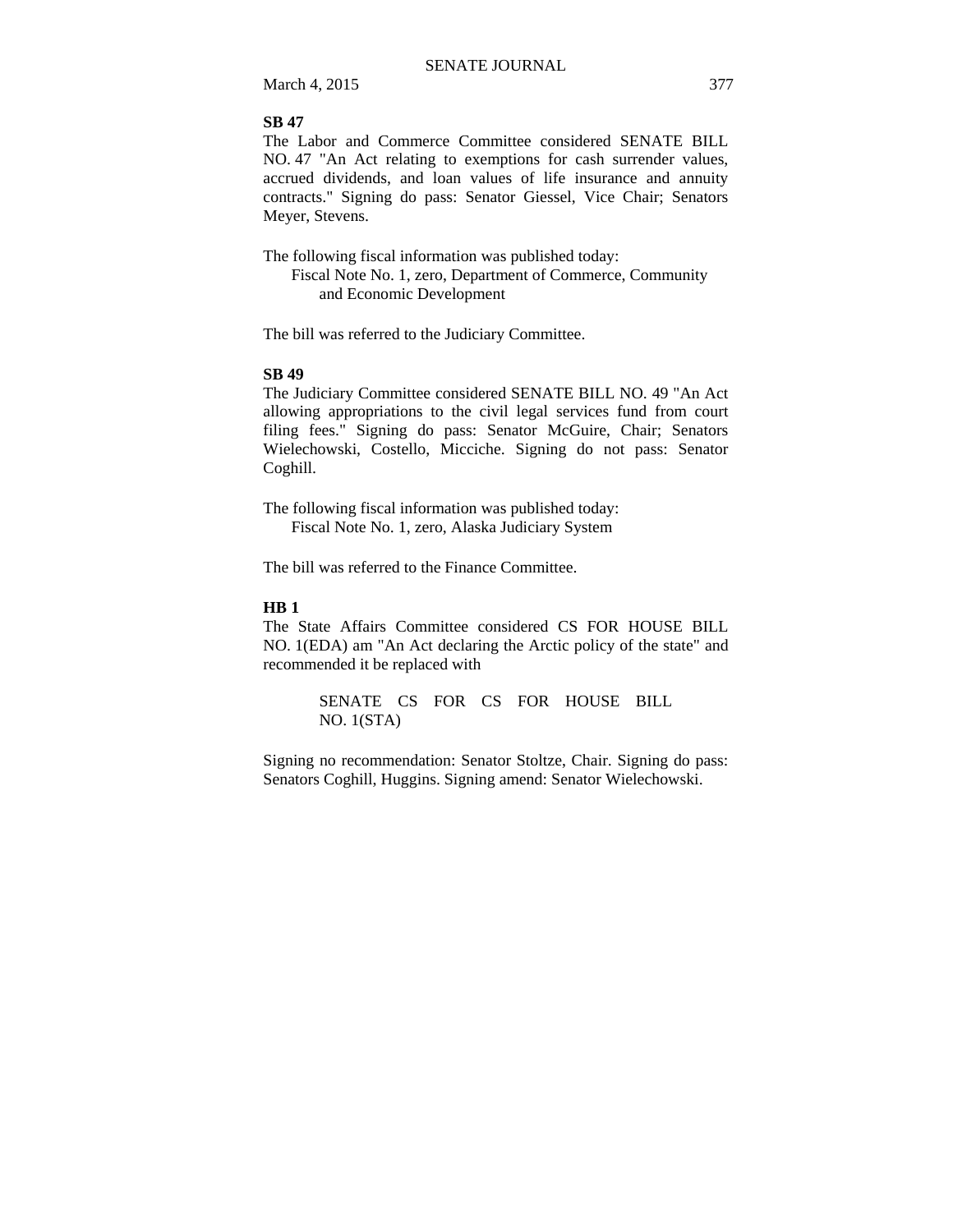**SB 47**

The Labor and Commerce Committee considered SENATE BILL NO. 47 "An Act relating to exemptions for cash surrender values, accrued dividends, and loan values of life insurance and annuity contracts." Signing do pass: Senator Giessel, Vice Chair; Senators Meyer, Stevens.

The following fiscal information was published today:

Fiscal Note No. 1, zero, Department of Commerce, Community and Economic Development

The bill was referred to the Judiciary Committee.

**SB 49**

The Judiciary Committee considered SENATE BILL NO. 49 "An Act allowing appropriations to the civil legal services fund from court filing fees." Signing do pass: Senator McGuire, Chair; Senators Wielechowski, Costello, Micciche. Signing do not pass: Senator Coghill.

The following fiscal information was published today:

Fiscal Note No. 1, zero, Alaska Judiciary System

The bill was referred to the Finance Committee.

**HB 1**

The State Affairs Committee considered CS FOR HOUSE BILL NO. 1(EDA) am "An Act declaring the Arctic policy of the state" and recommended it be replaced with

SENATE CS FOR CS FOR HOUSE BILL NO. 1(STA)

Signing no recommendation: Senator Stoltze, Chair. Signing do pass: Senators Coghill, Huggins. Signing amend: Senator Wielechowski.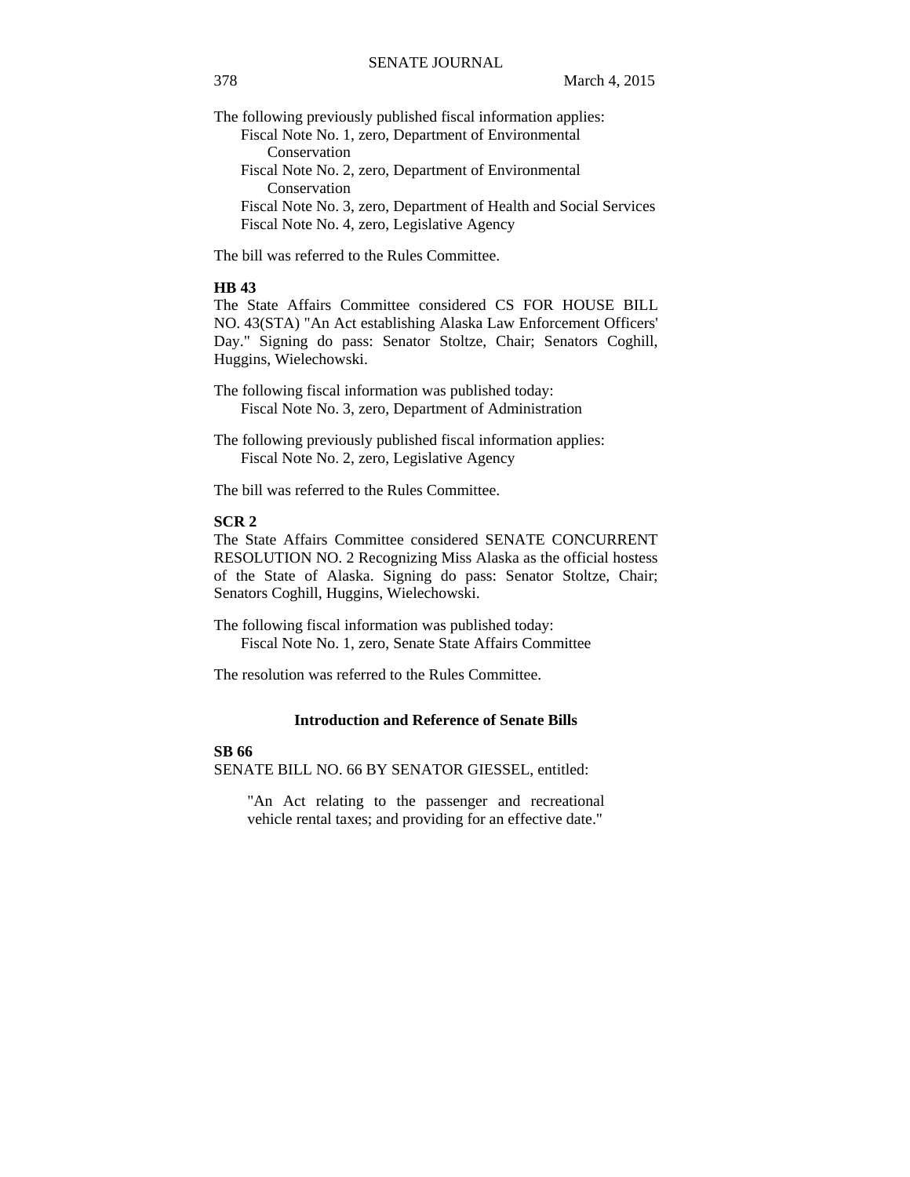The following previously published fiscal information applies:

Fiscal Note No. 1, zero, Department of Environmental Conservation
Fiscal Note No. 2, zero, Department of Environmental Conservation
Fiscal Note No. 3, zero, Department of Health and Social Services
Fiscal Note No. 4, zero, Legislative Agency

The bill was referred to the Rules Committee.

**HB 43**

The State Affairs Committee considered CS FOR HOUSE BILL NO. 43(STA) "An Act establishing Alaska Law Enforcement Officers' Day." Signing do pass: Senator Stoltze, Chair; Senators Coghill, Huggins, Wielechowski.

The following fiscal information was published today:

Fiscal Note No. 3, zero, Department of Administration

The following previously published fiscal information applies:

Fiscal Note No. 2, zero, Legislative Agency

The bill was referred to the Rules Committee.

**SCR 2**

The State Affairs Committee considered SENATE CONCURRENT RESOLUTION NO. 2 Recognizing Miss Alaska as the official hostess of the State of Alaska. Signing do pass: Senator Stoltze, Chair; Senators Coghill, Huggins, Wielechowski.

The following fiscal information was published today:

Fiscal Note No. 1, zero, Senate State Affairs Committee

The resolution was referred to the Rules Committee.

## Introduction and Reference of Senate Bills

**SB 66**

SENATE BILL NO. 66 BY SENATOR GIESSEL, entitled:

> "An Act relating to the passenger and recreational vehicle rental taxes; and providing for an effective date."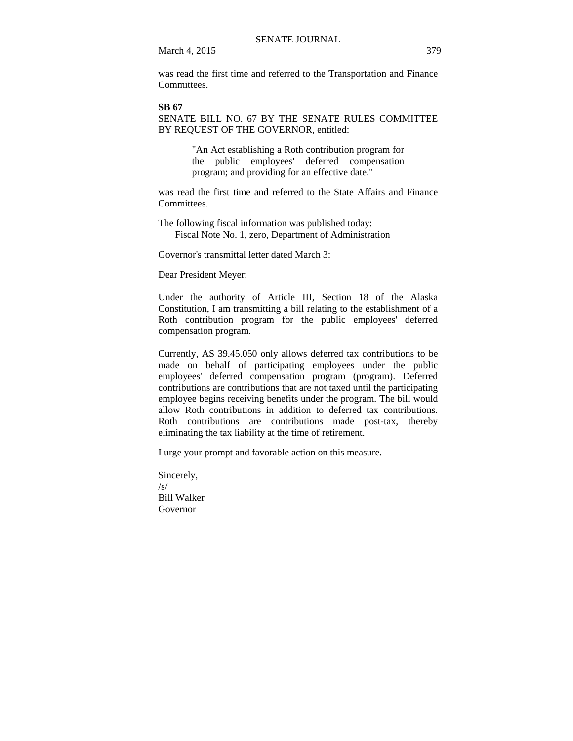was read the first time and referred to the Transportation and Finance Committees.

**SB 67**

SENATE BILL NO. 67 BY THE SENATE RULES COMMITTEE BY REQUEST OF THE GOVERNOR, entitled:

> "An Act establishing a Roth contribution program for the public employees' deferred compensation program; and providing for an effective date."

was read the first time and referred to the State Affairs and Finance Committees.

The following fiscal information was published today:
Fiscal Note No. 1, zero, Department of Administration

Governor's transmittal letter dated March 3:

Dear President Meyer:

Under the authority of Article III, Section 18 of the Alaska Constitution, I am transmitting a bill relating to the establishment of a Roth contribution program for the public employees' deferred compensation program.

Currently, AS 39.45.050 only allows deferred tax contributions to be made on behalf of participating employees under the public employees' deferred compensation program (program). Deferred contributions are contributions that are not taxed until the participating employee begins receiving benefits under the program. The bill would allow Roth contributions in addition to deferred tax contributions. Roth contributions are contributions made post-tax, thereby eliminating the tax liability at the time of retirement.

I urge your prompt and favorable action on this measure.

Sincerely,
/s/
Bill Walker
Governor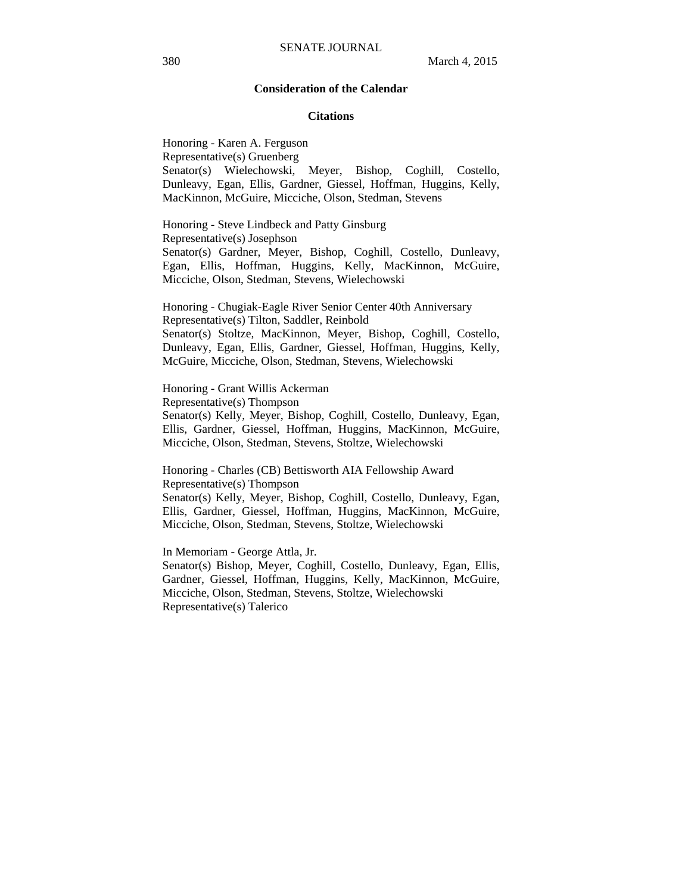## Consideration of the Calendar

### Citations

Honoring - Karen A. Ferguson
Representative(s) Gruenberg
Senator(s) Wielechowski, Meyer, Bishop, Coghill, Costello, Dunleavy, Egan, Ellis, Gardner, Giessel, Hoffman, Huggins, Kelly, MacKinnon, McGuire, Micciche, Olson, Stedman, Stevens

Honoring - Steve Lindbeck and Patty Ginsburg
Representative(s) Josephson
Senator(s) Gardner, Meyer, Bishop, Coghill, Costello, Dunleavy, Egan, Ellis, Hoffman, Huggins, Kelly, MacKinnon, McGuire, Micciche, Olson, Stedman, Stevens, Wielechowski

Honoring - Chugiak-Eagle River Senior Center 40th Anniversary
Representative(s) Tilton, Saddler, Reinbold
Senator(s) Stoltze, MacKinnon, Meyer, Bishop, Coghill, Costello, Dunleavy, Egan, Ellis, Gardner, Giessel, Hoffman, Huggins, Kelly, McGuire, Micciche, Olson, Stedman, Stevens, Wielechowski

Honoring - Grant Willis Ackerman
Representative(s) Thompson
Senator(s) Kelly, Meyer, Bishop, Coghill, Costello, Dunleavy, Egan, Ellis, Gardner, Giessel, Hoffman, Huggins, MacKinnon, McGuire, Micciche, Olson, Stedman, Stevens, Stoltze, Wielechowski

Honoring - Charles (CB) Bettisworth AIA Fellowship Award
Representative(s) Thompson
Senator(s) Kelly, Meyer, Bishop, Coghill, Costello, Dunleavy, Egan, Ellis, Gardner, Giessel, Hoffman, Huggins, MacKinnon, McGuire, Micciche, Olson, Stedman, Stevens, Stoltze, Wielechowski

In Memoriam - George Attla, Jr.
Senator(s) Bishop, Meyer, Coghill, Costello, Dunleavy, Egan, Ellis, Gardner, Giessel, Hoffman, Huggins, Kelly, MacKinnon, McGuire, Micciche, Olson, Stedman, Stevens, Stoltze, Wielechowski
Representative(s) Talerico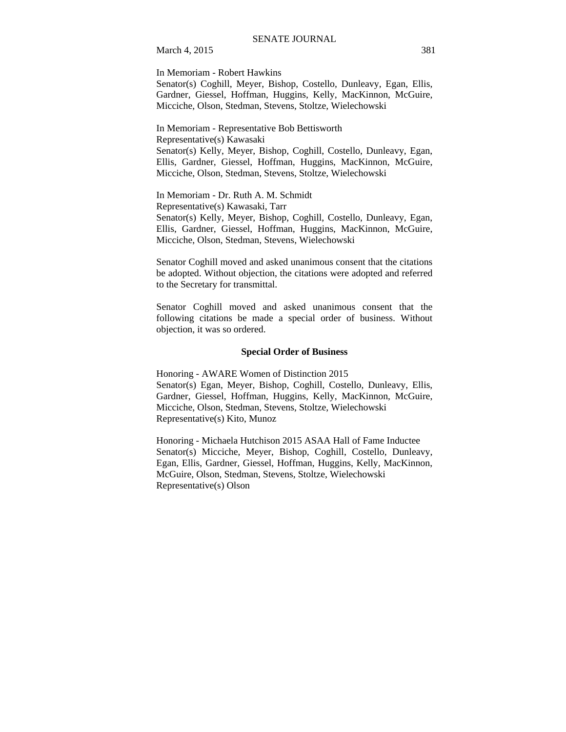In Memoriam - Robert Hawkins
Senator(s) Coghill, Meyer, Bishop, Costello, Dunleavy, Egan, Ellis, Gardner, Giessel, Hoffman, Huggins, Kelly, MacKinnon, McGuire, Micciche, Olson, Stedman, Stevens, Stoltze, Wielechowski

In Memoriam - Representative Bob Bettisworth
Representative(s) Kawasaki
Senator(s) Kelly, Meyer, Bishop, Coghill, Costello, Dunleavy, Egan, Ellis, Gardner, Giessel, Hoffman, Huggins, MacKinnon, McGuire, Micciche, Olson, Stedman, Stevens, Stoltze, Wielechowski

In Memoriam - Dr. Ruth A. M. Schmidt
Representative(s) Kawasaki, Tarr
Senator(s) Kelly, Meyer, Bishop, Coghill, Costello, Dunleavy, Egan, Ellis, Gardner, Giessel, Hoffman, Huggins, MacKinnon, McGuire, Micciche, Olson, Stedman, Stevens, Wielechowski

Senator Coghill moved and asked unanimous consent that the citations be adopted. Without objection, the citations were adopted and referred to the Secretary for transmittal.

Senator Coghill moved and asked unanimous consent that the following citations be made a special order of business. Without objection, it was so ordered.

**Special Order of Business**

Honoring - AWARE Women of Distinction 2015
Senator(s) Egan, Meyer, Bishop, Coghill, Costello, Dunleavy, Ellis, Gardner, Giessel, Hoffman, Huggins, Kelly, MacKinnon, McGuire, Micciche, Olson, Stedman, Stevens, Stoltze, Wielechowski
Representative(s) Kito, Munoz

Honoring - Michaela Hutchison 2015 ASAA Hall of Fame Inductee
Senator(s) Micciche, Meyer, Bishop, Coghill, Costello, Dunleavy, Egan, Ellis, Gardner, Giessel, Hoffman, Huggins, Kelly, MacKinnon, McGuire, Olson, Stedman, Stevens, Stoltze, Wielechowski
Representative(s) Olson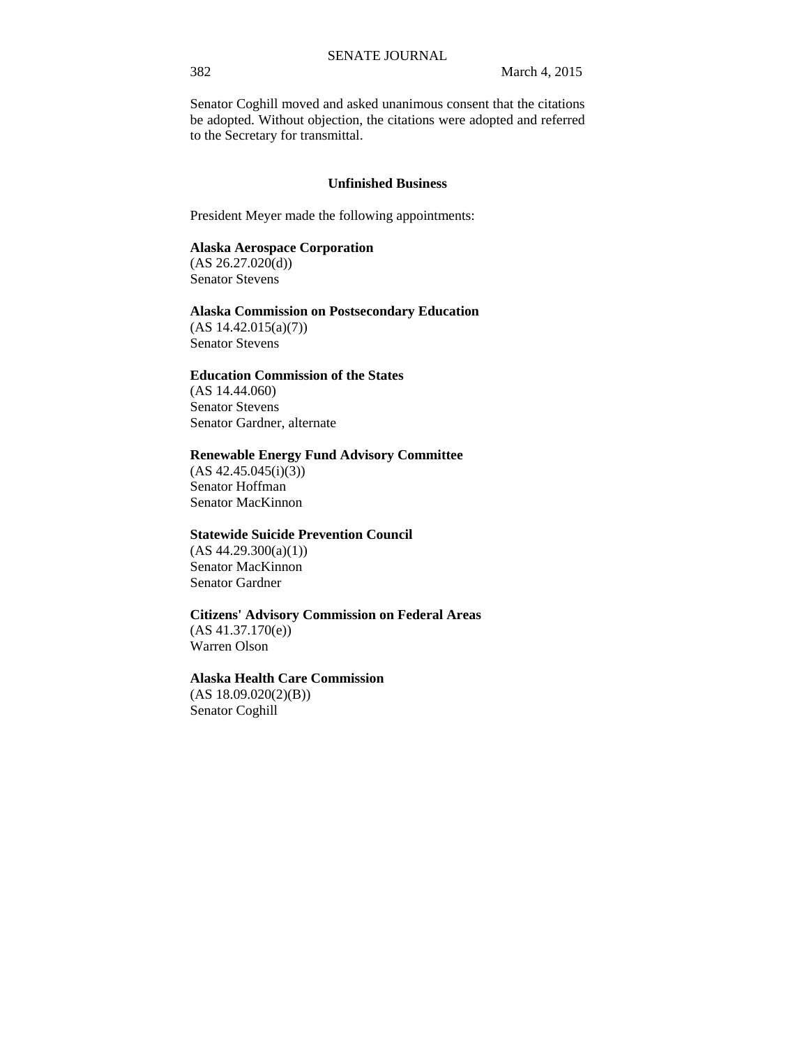Senator Coghill moved and asked unanimous consent that the citations be adopted. Without objection, the citations were adopted and referred to the Secretary for transmittal.

## Unfinished Business

President Meyer made the following appointments:

**Alaska Aerospace Corporation**
(AS 26.27.020(d))
Senator Stevens

**Alaska Commission on Postsecondary Education**
(AS 14.42.015(a)(7))
Senator Stevens

**Education Commission of the States**
(AS 14.44.060)
Senator Stevens
Senator Gardner, alternate

**Renewable Energy Fund Advisory Committee**
(AS 42.45.045(i)(3))
Senator Hoffman
Senator MacKinnon

**Statewide Suicide Prevention Council**
(AS 44.29.300(a)(1))
Senator MacKinnon
Senator Gardner

**Citizens' Advisory Commission on Federal Areas**
(AS 41.37.170(e))
Warren Olson

**Alaska Health Care Commission**
(AS 18.09.020(2)(B))
Senator Coghill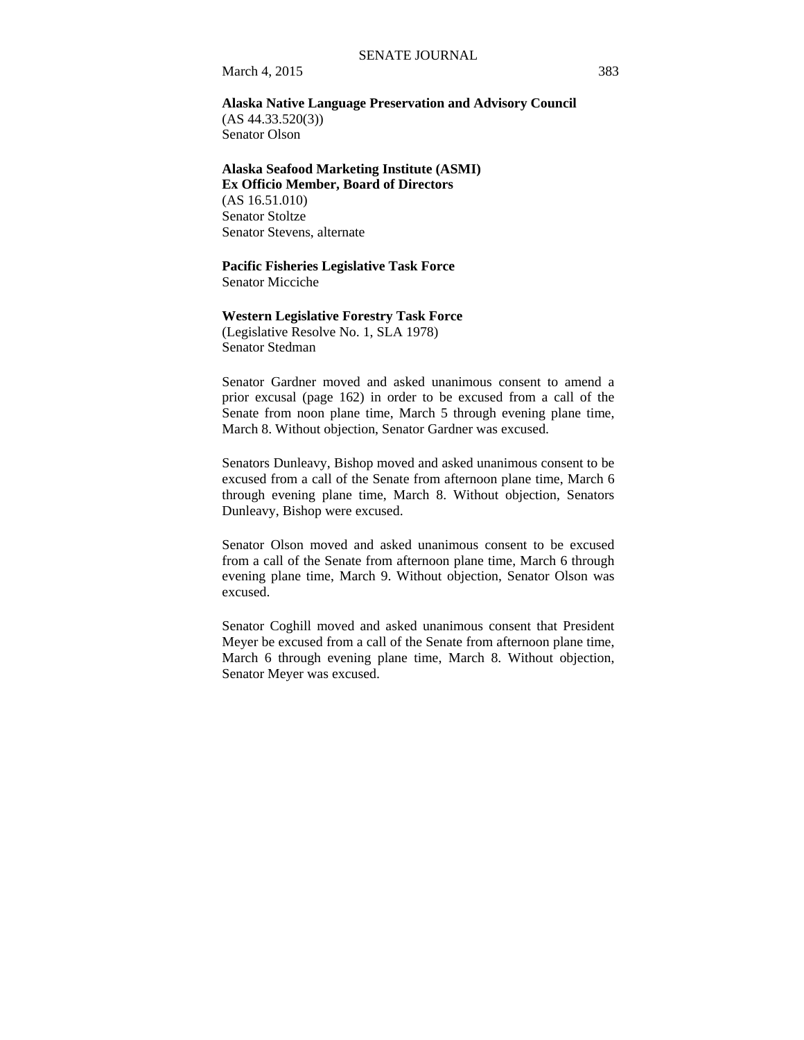**Alaska Native Language Preservation and Advisory Council**
(AS 44.33.520(3))
Senator Olson

**Alaska Seafood Marketing Institute (ASMI)**
**Ex Officio Member, Board of Directors**
(AS 16.51.010)
Senator Stoltze
Senator Stevens, alternate

**Pacific Fisheries Legislative Task Force**
Senator Micciche

**Western Legislative Forestry Task Force**
(Legislative Resolve No. 1, SLA 1978)
Senator Stedman

Senator Gardner moved and asked unanimous consent to amend a prior excusal (page 162) in order to be excused from a call of the Senate from noon plane time, March 5 through evening plane time, March 8. Without objection, Senator Gardner was excused.

Senators Dunleavy, Bishop moved and asked unanimous consent to be excused from a call of the Senate from afternoon plane time, March 6 through evening plane time, March 8. Without objection, Senators Dunleavy, Bishop were excused.

Senator Olson moved and asked unanimous consent to be excused from a call of the Senate from afternoon plane time, March 6 through evening plane time, March 9. Without objection, Senator Olson was excused.

Senator Coghill moved and asked unanimous consent that President Meyer be excused from a call of the Senate from afternoon plane time, March 6 through evening plane time, March 8. Without objection, Senator Meyer was excused.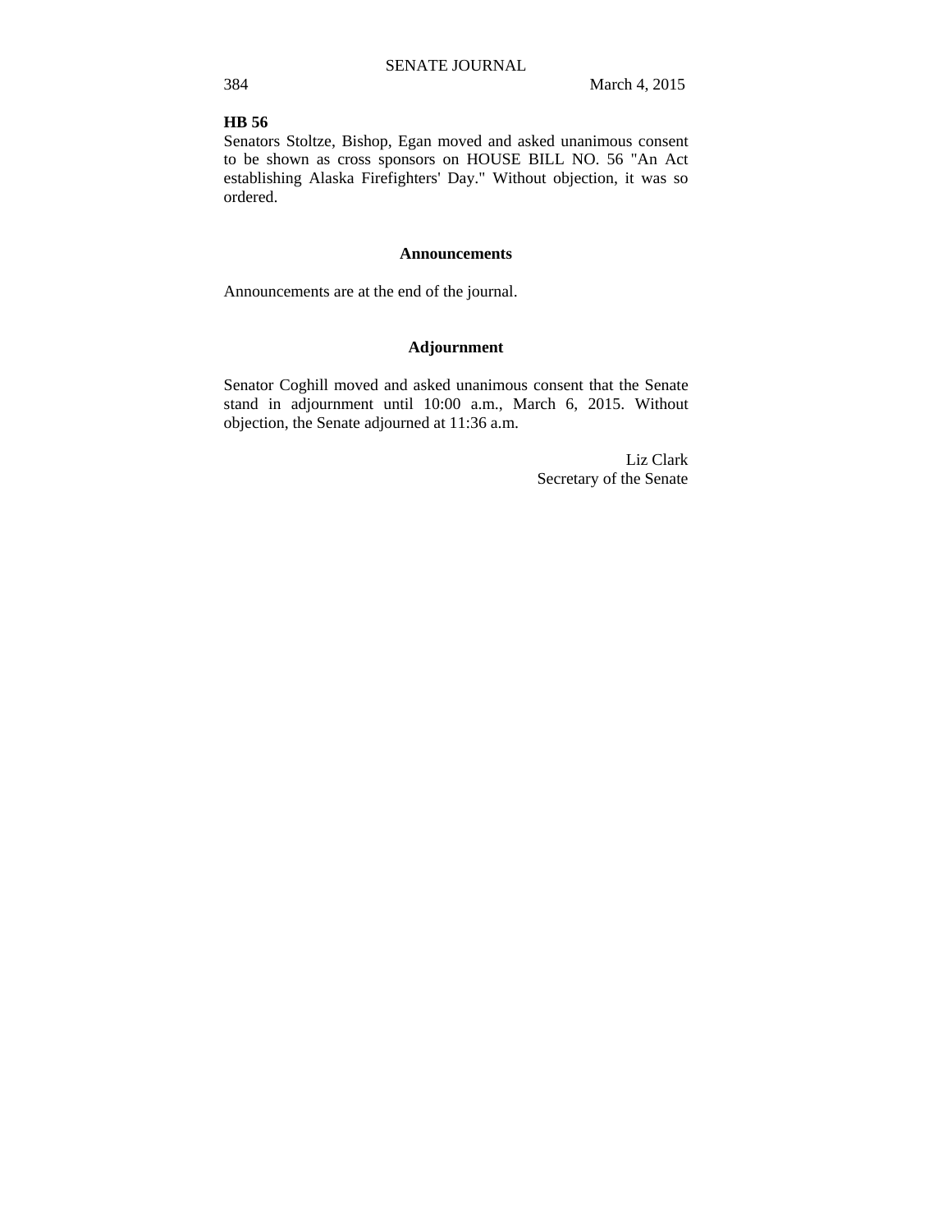**HB 56**

Senators Stoltze, Bishop, Egan moved and asked unanimous consent to be shown as cross sponsors on HOUSE BILL NO. 56 "An Act establishing Alaska Firefighters' Day." Without objection, it was so ordered.

## Announcements

Announcements are at the end of the journal.

## Adjournment

Senator Coghill moved and asked unanimous consent that the Senate stand in adjournment until 10:00 a.m., March 6, 2015. Without objection, the Senate adjourned at 11:36 a.m.

Liz Clark
Secretary of the Senate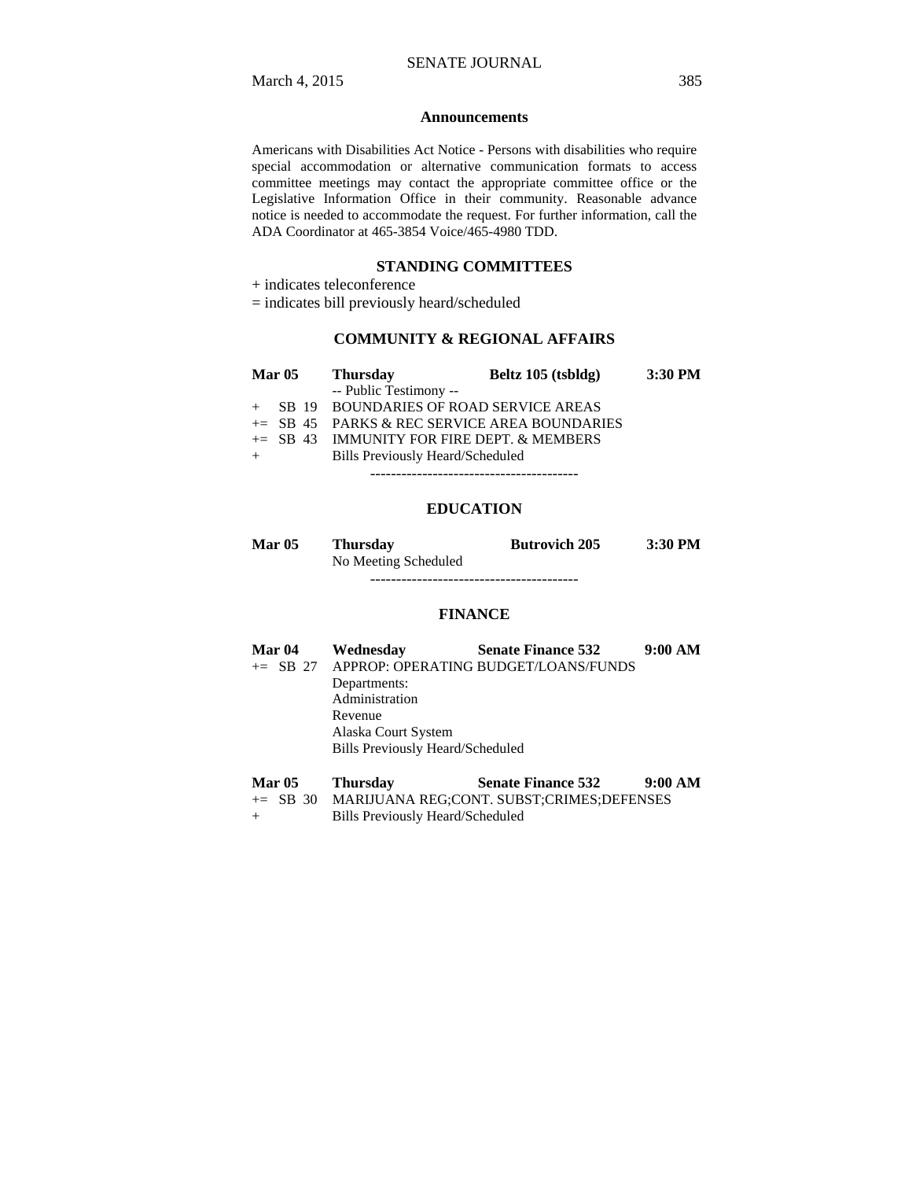## Announcements

Americans with Disabilities Act Notice - Persons with disabilities who require special accommodation or alternative communication formats to access committee meetings may contact the appropriate committee office or the Legislative Information Office in their community. Reasonable advance notice is needed to accommodate the request. For further information, call the ADA Coordinator at 465-3854 Voice/465-4980 TDD.

## STANDING COMMITTEES

\+ indicates teleconference

= indicates bill previously heard/scheduled

### COMMUNITY & REGIONAL AFFAIRS

**Mar 05 Thursday Beltz 105 (tsbldg) 3:30 PM**

-- Public Testimony --

\+ SB 19 BOUNDARIES OF ROAD SERVICE AREAS

+= SB 45 PARKS & REC SERVICE AREA BOUNDARIES

+= SB 43 IMMUNITY FOR FIRE DEPT. & MEMBERS

\+ Bills Previously Heard/Scheduled

----------------------------------------

### EDUCATION

**Mar 05 Thursday Butrovich 205 3:30 PM**

No Meeting Scheduled

----------------------------------------

### FINANCE

**Mar 04 Wednesday Senate Finance 532 9:00 AM**

+= SB 27 APPROP: OPERATING BUDGET/LOANS/FUNDS

Departments:

Administration

Revenue

Alaska Court System

Bills Previously Heard/Scheduled

**Mar 05 Thursday Senate Finance 532 9:00 AM**

+= SB 30 MARIJUANA REG;CONT. SUBST;CRIMES;DEFENSES

\+ Bills Previously Heard/Scheduled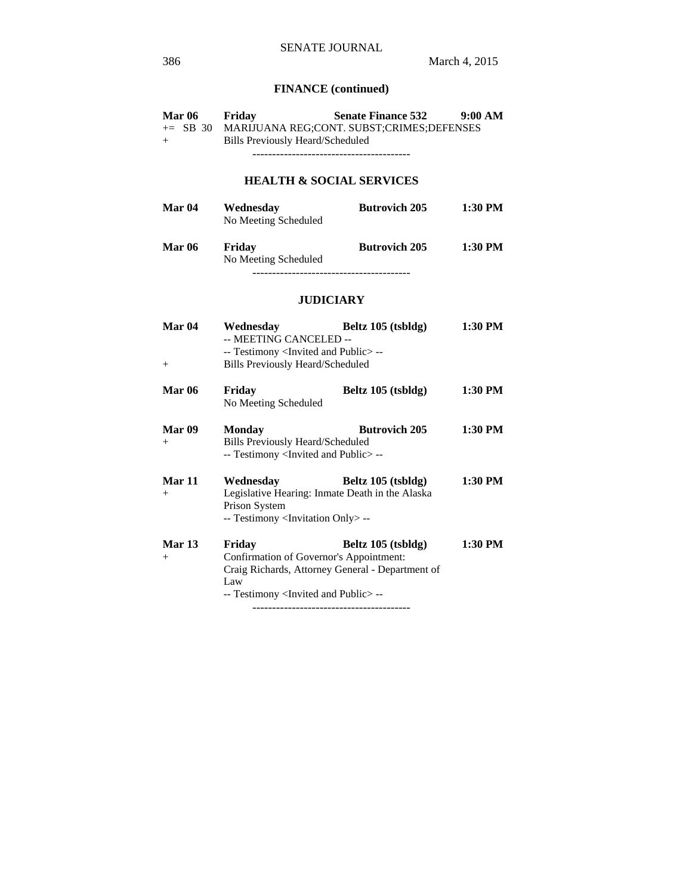## FINANCE (continued)

**Mar 06** **Friday** **Senate Finance 532** **9:00 AM**
+= SB 30 MARIJUANA REG;CONT. SUBST;CRIMES;DEFENSES
\+ Bills Previously Heard/Scheduled

----------------------------------------

## HEALTH & SOCIAL SERVICES

**Mar 04** **Wednesday** **Butrovich 205** **1:30 PM**
No Meeting Scheduled

**Mar 06** **Friday** **Butrovich 205** **1:30 PM**
No Meeting Scheduled

----------------------------------------

## JUDICIARY

**Mar 04** **Wednesday** **Beltz 105 (tsbldg)** **1:30 PM**
-- MEETING CANCELED --
-- Testimony <Invited and Public> --
\+ Bills Previously Heard/Scheduled

**Mar 06** **Friday** **Beltz 105 (tsbldg)** **1:30 PM**
No Meeting Scheduled

**Mar 09** **Monday** **Butrovich 205** **1:30 PM**
\+ Bills Previously Heard/Scheduled
-- Testimony <Invited and Public> --

**Mar 11** **Wednesday** **Beltz 105 (tsbldg)** **1:30 PM**
\+ Legislative Hearing: Inmate Death in the Alaska Prison System
-- Testimony <Invitation Only> --

**Mar 13** **Friday** **Beltz 105 (tsbldg)** **1:30 PM**
\+ Confirmation of Governor's Appointment: Craig Richards, Attorney General - Department of Law
-- Testimony <Invited and Public> --

----------------------------------------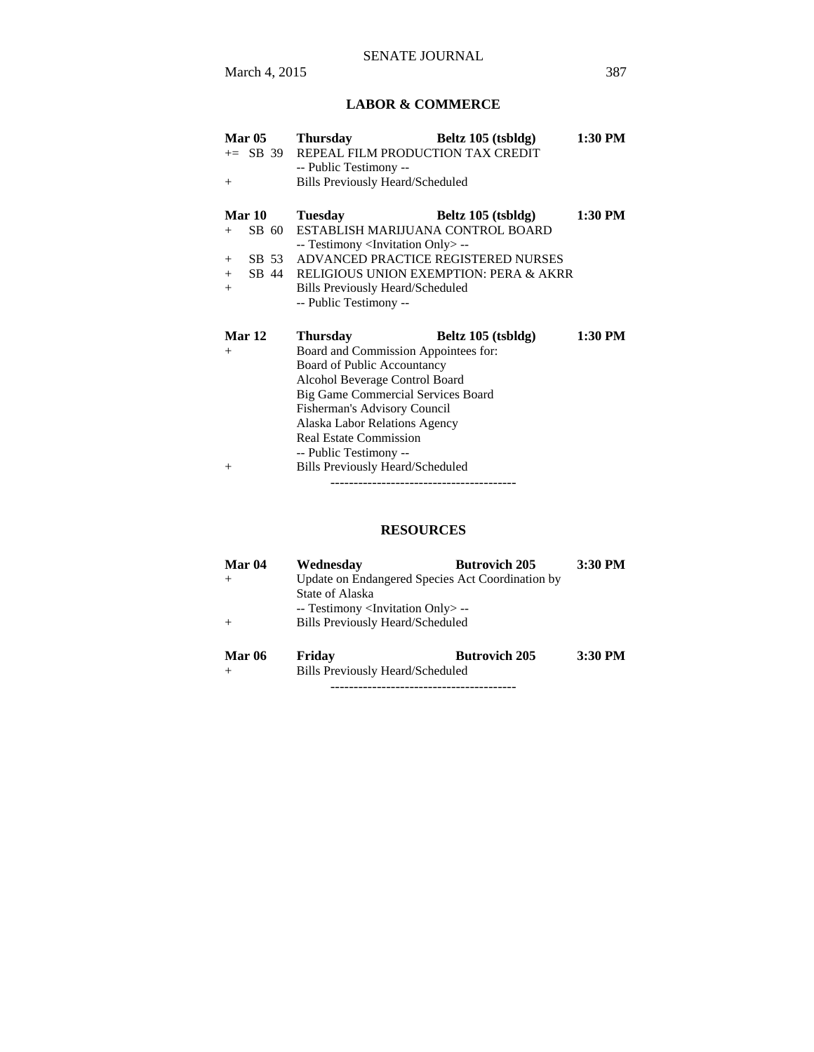## LABOR & COMMERCE

**Mar 05** **Thursday** **Beltz 105 (tsbldg)** **1:30 PM**

+= SB 39 REPEAL FILM PRODUCTION TAX CREDIT
-- Public Testimony --

+ Bills Previously Heard/Scheduled

**Mar 10** **Tuesday** **Beltz 105 (tsbldg)** **1:30 PM**

+ SB 60 ESTABLISH MARIJUANA CONTROL BOARD
-- Testimony <Invitation Only> --

+ SB 53 ADVANCED PRACTICE REGISTERED NURSES

+ SB 44 RELIGIOUS UNION EXEMPTION: PERA & AKRR

+ Bills Previously Heard/Scheduled
-- Public Testimony --

**Mar 12** **Thursday** **Beltz 105 (tsbldg)** **1:30 PM**

+ Board and Commission Appointees for:
Board of Public Accountancy
Alcohol Beverage Control Board
Big Game Commercial Services Board
Fisherman's Advisory Council
Alaska Labor Relations Agency
Real Estate Commission
-- Public Testimony --

+ Bills Previously Heard/Scheduled

----------------------------------------

## RESOURCES

**Mar 04** **Wednesday** **Butrovich 205** **3:30 PM**

+ Update on Endangered Species Act Coordination by State of Alaska
-- Testimony <Invitation Only> --

+ Bills Previously Heard/Scheduled

**Mar 06** **Friday** **Butrovich 205** **3:30 PM**

+ Bills Previously Heard/Scheduled

----------------------------------------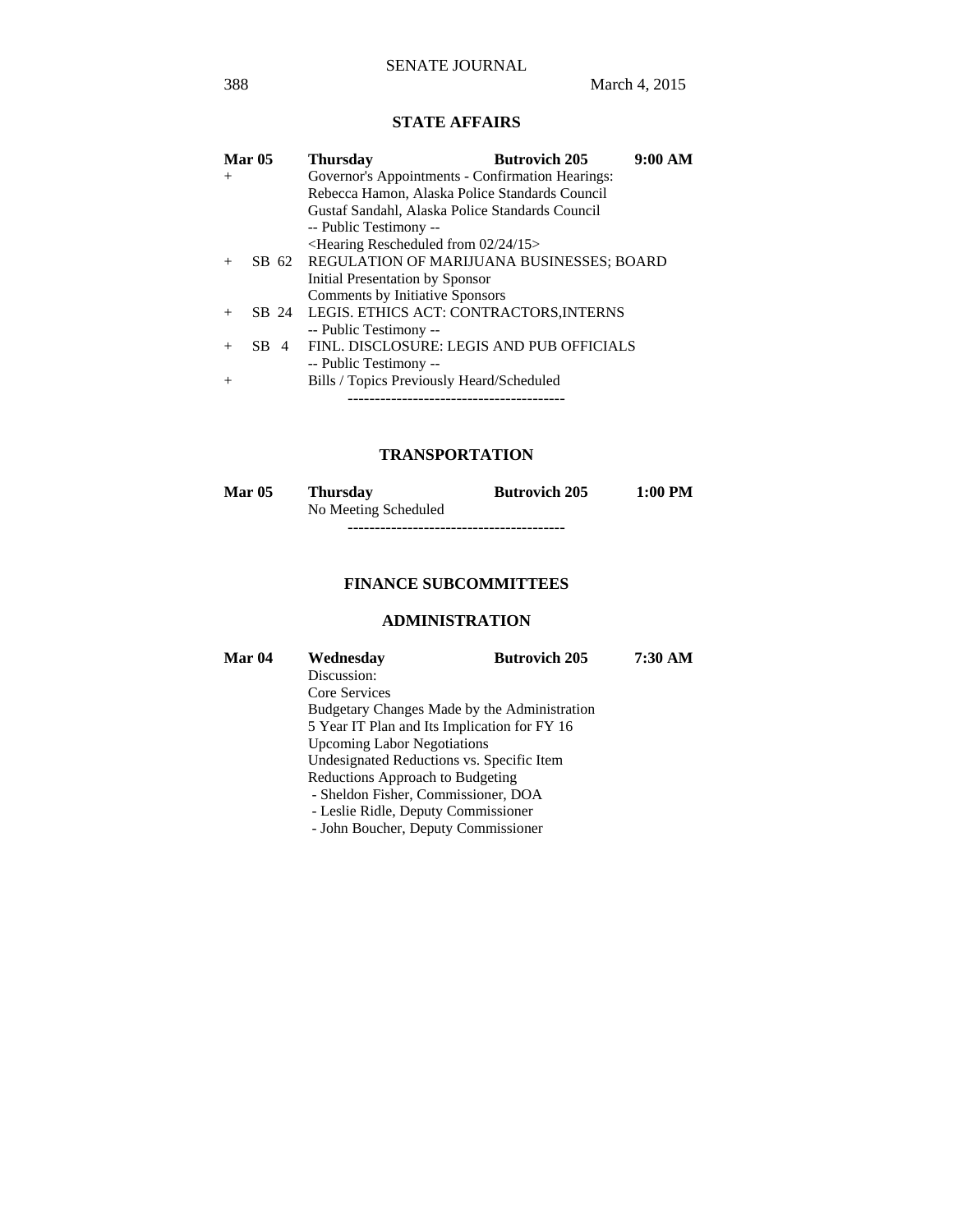## STATE AFFAIRS

**Mar 05** **Thursday** **Butrovich 205** **9:00 AM**

+ Governor's Appointments - Confirmation Hearings:
  Rebecca Hamon, Alaska Police Standards Council
  Gustaf Sandahl, Alaska Police Standards Council
  -- Public Testimony --
  <Hearing Rescheduled from 02/24/15>

+ SB 62 REGULATION OF MARIJUANA BUSINESSES; BOARD
  Initial Presentation by Sponsor
  Comments by Initiative Sponsors

+ SB 24 LEGIS. ETHICS ACT: CONTRACTORS,INTERNS
  -- Public Testimony --

+ SB 4 FINL. DISCLOSURE: LEGIS AND PUB OFFICIALS
  -- Public Testimony --

+ Bills / Topics Previously Heard/Scheduled

----------------------------------------

## TRANSPORTATION

**Mar 05** **Thursday** **Butrovich 205** **1:00 PM**

No Meeting Scheduled

----------------------------------------

## FINANCE SUBCOMMITTEES

### ADMINISTRATION

**Mar 04** **Wednesday** **Butrovich 205** **7:30 AM**

Discussion:
Core Services
Budgetary Changes Made by the Administration
5 Year IT Plan and Its Implication for FY 16
Upcoming Labor Negotiations
Undesignated Reductions vs. Specific Item
Reductions Approach to Budgeting
- Sheldon Fisher, Commissioner, DOA
- Leslie Ridle, Deputy Commissioner
- John Boucher, Deputy Commissioner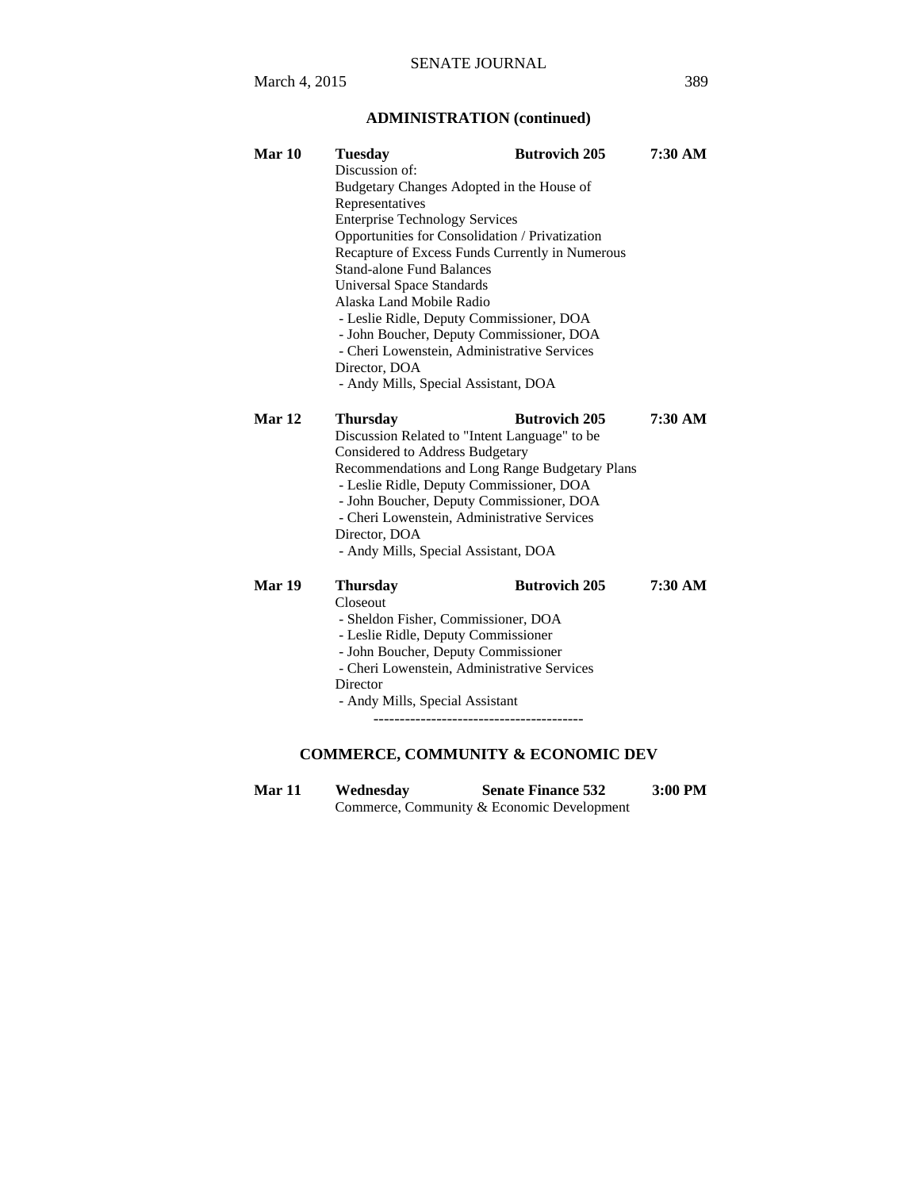## ADMINISTRATION (continued)

**Mar 10** **Tuesday** **Butrovich 205** **7:30 AM**

Discussion of:
Budgetary Changes Adopted in the House of Representatives
Enterprise Technology Services
Opportunities for Consolidation / Privatization
Recapture of Excess Funds Currently in Numerous Stand-alone Fund Balances
Universal Space Standards
Alaska Land Mobile Radio
- Leslie Ridle, Deputy Commissioner, DOA
- John Boucher, Deputy Commissioner, DOA
- Cheri Lowenstein, Administrative Services Director, DOA
- Andy Mills, Special Assistant, DOA

**Mar 12** **Thursday** **Butrovich 205** **7:30 AM**

Discussion Related to "Intent Language" to be Considered to Address Budgetary Recommendations and Long Range Budgetary Plans
- Leslie Ridle, Deputy Commissioner, DOA
- John Boucher, Deputy Commissioner, DOA
- Cheri Lowenstein, Administrative Services Director, DOA
- Andy Mills, Special Assistant, DOA

**Mar 19** **Thursday** **Butrovich 205** **7:30 AM**

Closeout
- Sheldon Fisher, Commissioner, DOA
- Leslie Ridle, Deputy Commissioner
- John Boucher, Deputy Commissioner
- Cheri Lowenstein, Administrative Services Director
- Andy Mills, Special Assistant

----------------------------------------

## COMMERCE, COMMUNITY & ECONOMIC DEV

**Mar 11** **Wednesday** **Senate Finance 532** **3:00 PM**

Commerce, Community & Economic Development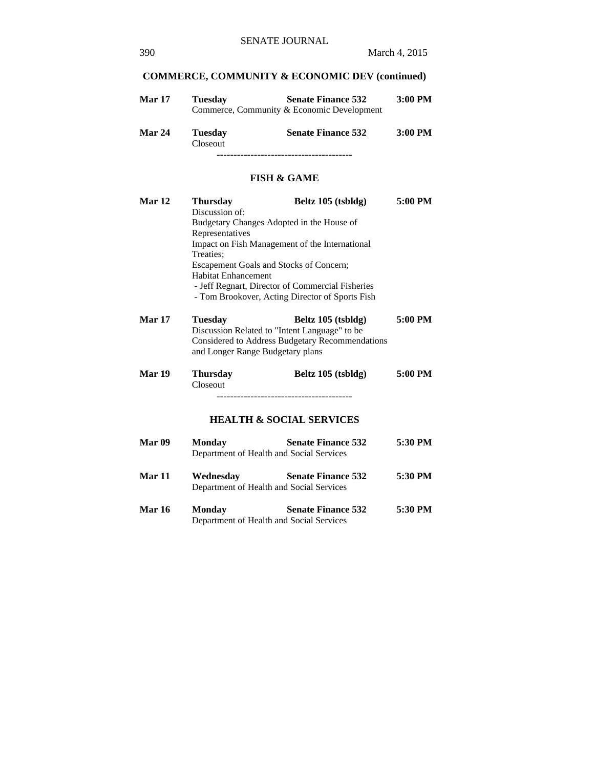## COMMERCE, COMMUNITY & ECONOMIC DEV (continued)

**Mar 17** **Tuesday** **Senate Finance 532** **3:00 PM**
Commerce, Community & Economic Development

**Mar 24** **Tuesday** **Senate Finance 532** **3:00 PM**
Closeout

----------------------------------------

## FISH & GAME

**Mar 12** **Thursday** **Beltz 105 (tsbldg)** **5:00 PM**
Discussion of:
Budgetary Changes Adopted in the House of Representatives
Impact on Fish Management of the International Treaties;
Escapement Goals and Stocks of Concern;
Habitat Enhancement
- Jeff Regnart, Director of Commercial Fisheries
- Tom Brookover, Acting Director of Sports Fish

**Mar 17** **Tuesday** **Beltz 105 (tsbldg)** **5:00 PM**
Discussion Related to "Intent Language" to be Considered to Address Budgetary Recommendations and Longer Range Budgetary plans

**Mar 19** **Thursday** **Beltz 105 (tsbldg)** **5:00 PM**
Closeout

----------------------------------------

## HEALTH & SOCIAL SERVICES

**Mar 09** **Monday** **Senate Finance 532** **5:30 PM**
Department of Health and Social Services

**Mar 11** **Wednesday** **Senate Finance 532** **5:30 PM**
Department of Health and Social Services

**Mar 16** **Monday** **Senate Finance 532** **5:30 PM**
Department of Health and Social Services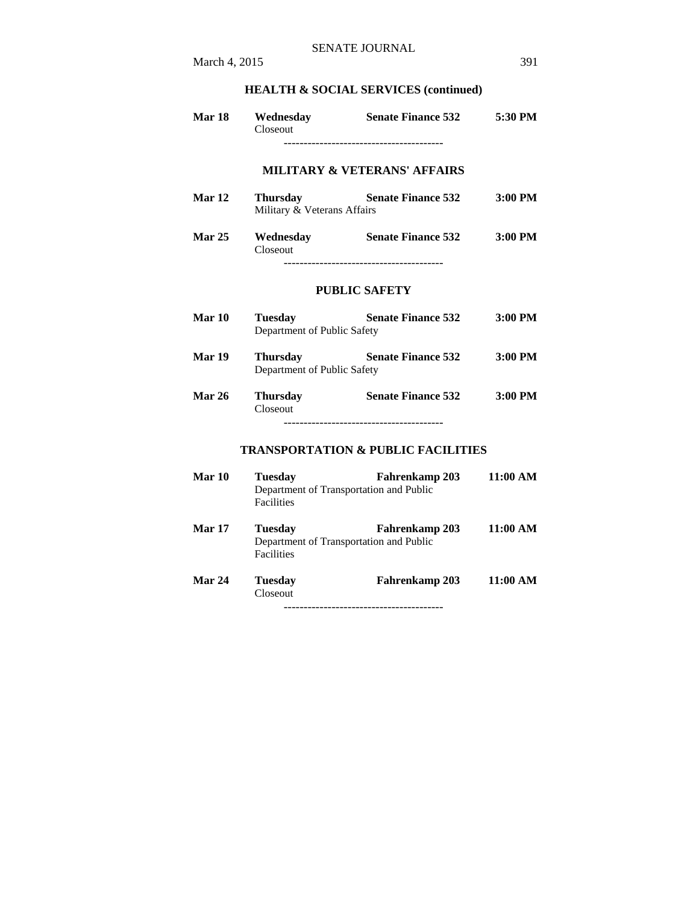## HEALTH & SOCIAL SERVICES (continued)

**Mar 18** **Wednesday** **Senate Finance 532** **5:30 PM**
Closeout

----------------------------------------

## MILITARY & VETERANS' AFFAIRS

**Mar 12** **Thursday** **Senate Finance 532** **3:00 PM**
Military & Veterans Affairs

**Mar 25** **Wednesday** **Senate Finance 532** **3:00 PM**
Closeout

----------------------------------------

## PUBLIC SAFETY

**Mar 10** **Tuesday** **Senate Finance 532** **3:00 PM**
Department of Public Safety

**Mar 19** **Thursday** **Senate Finance 532** **3:00 PM**
Department of Public Safety

**Mar 26** **Thursday** **Senate Finance 532** **3:00 PM**
Closeout

----------------------------------------

## TRANSPORTATION & PUBLIC FACILITIES

**Mar 10** **Tuesday** **Fahrenkamp 203** **11:00 AM**
Department of Transportation and Public Facilities

**Mar 17** **Tuesday** **Fahrenkamp 203** **11:00 AM**
Department of Transportation and Public Facilities

**Mar 24** **Tuesday** **Fahrenkamp 203** **11:00 AM**
Closeout

----------------------------------------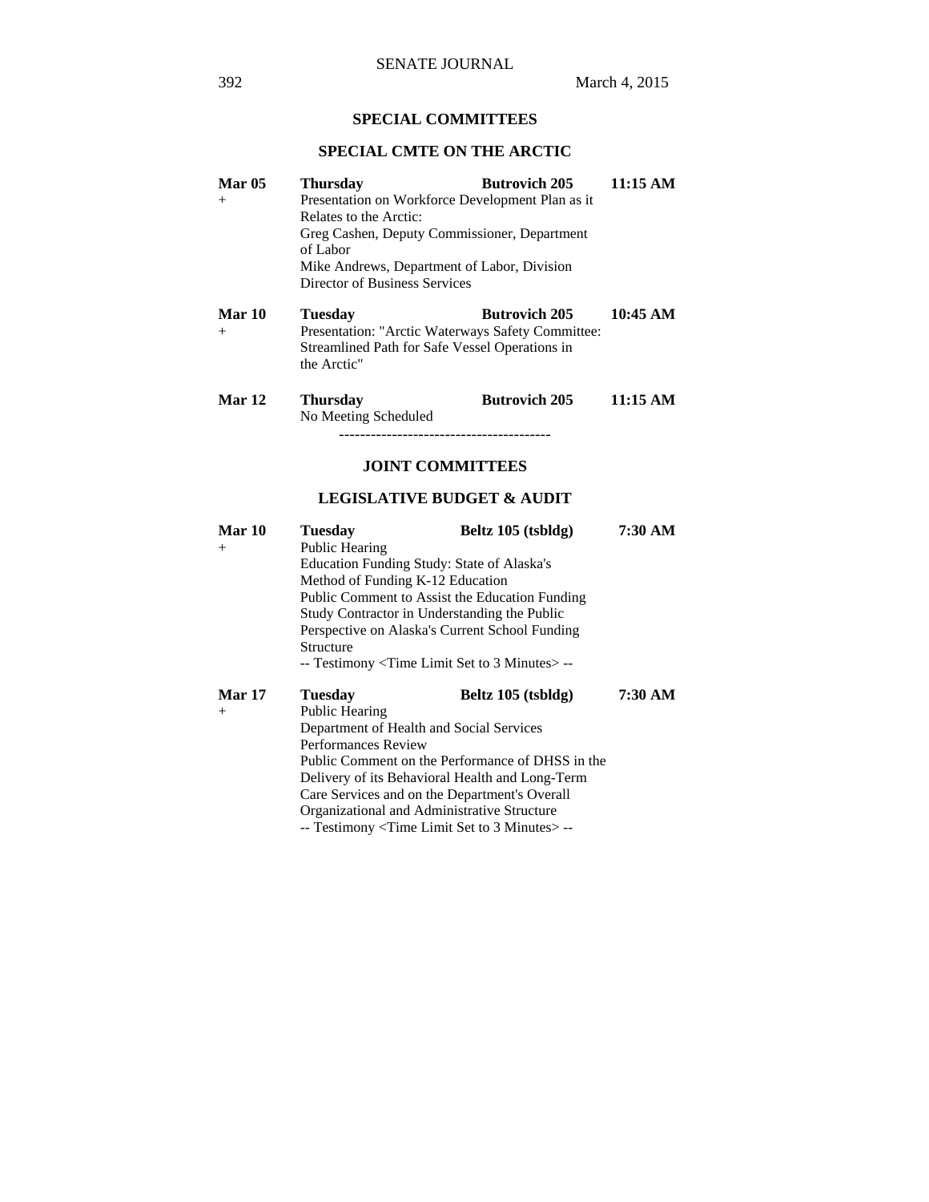## SPECIAL COMMITTEES

### SPECIAL CMTE ON THE ARCTIC

**Mar 05** **Thursday** **Butrovich 205** **11:15 AM**
+ Presentation on Workforce Development Plan as it Relates to the Arctic:
Greg Cashen, Deputy Commissioner, Department of Labor
Mike Andrews, Department of Labor, Division Director of Business Services

**Mar 10** **Tuesday** **Butrovich 205** **10:45 AM**
+ Presentation: "Arctic Waterways Safety Committee: Streamlined Path for Safe Vessel Operations in the Arctic"

**Mar 12** **Thursday** **Butrovich 205** **11:15 AM**
No Meeting Scheduled

----------------------------------------

## JOINT COMMITTEES

### LEGISLATIVE BUDGET & AUDIT

**Mar 10** **Tuesday** **Beltz 105 (tsbldg)** **7:30 AM**
+ Public Hearing
Education Funding Study: State of Alaska's Method of Funding K-12 Education
Public Comment to Assist the Education Funding Study Contractor in Understanding the Public Perspective on Alaska's Current School Funding Structure
-- Testimony <Time Limit Set to 3 Minutes> --

**Mar 17** **Tuesday** **Beltz 105 (tsbldg)** **7:30 AM**
+ Public Hearing
Department of Health and Social Services Performances Review
Public Comment on the Performance of DHSS in the Delivery of its Behavioral Health and Long-Term Care Services and on the Department's Overall Organizational and Administrative Structure
-- Testimony <Time Limit Set to 3 Minutes> --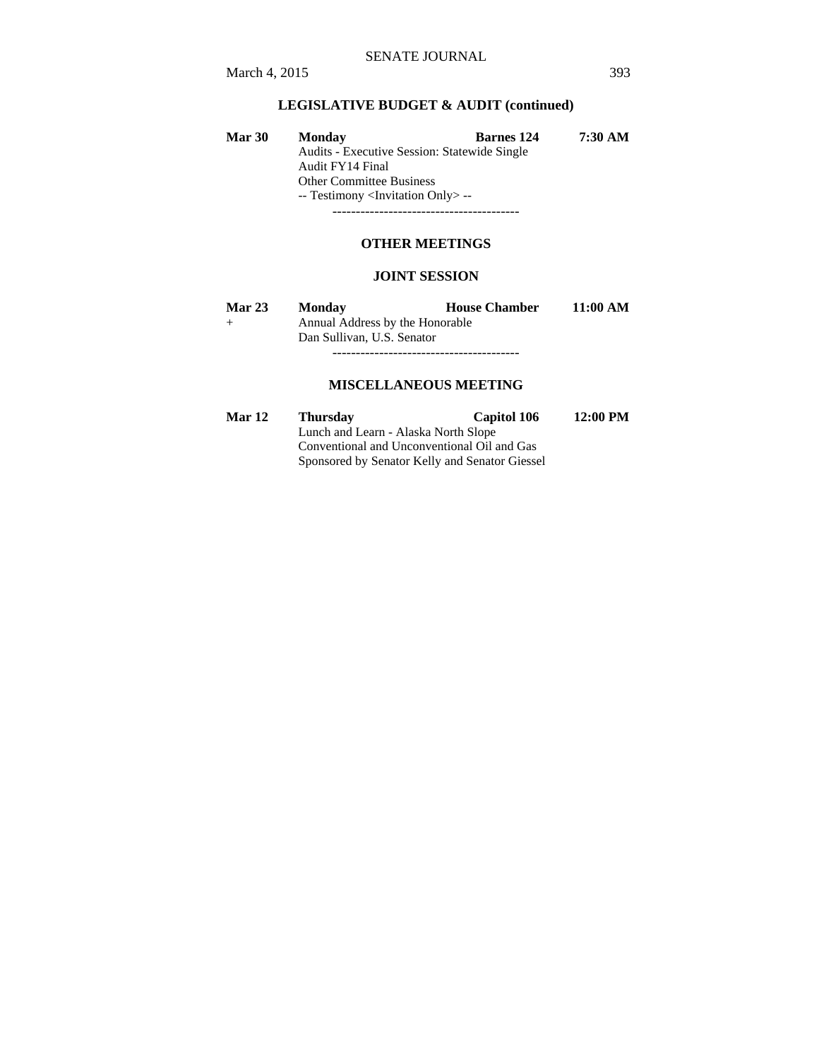## LEGISLATIVE BUDGET & AUDIT (continued)

| | | | |
|---|---|---|---|
| **Mar 30** | **Monday** | **Barnes 124** | **7:30 AM** |
| | Audits - Executive Session: Statewide Single Audit FY14 Final<br>Other Committee Business<br>-- Testimony <Invitation Only> -- | | |

----------------------------------------

## OTHER MEETINGS

### JOINT SESSION

| | | | |
|---|---|---|---|
| **Mar 23** | **Monday** | **House Chamber** | **11:00 AM** |
| + | Annual Address by the Honorable Dan Sullivan, U.S. Senator | | |

----------------------------------------

### MISCELLANEOUS MEETING

| | | | |
|---|---|---|---|
| **Mar 12** | **Thursday** | **Capitol 106** | **12:00 PM** |
| | Lunch and Learn - Alaska North Slope Conventional and Unconventional Oil and Gas<br>Sponsored by Senator Kelly and Senator Giessel | | |